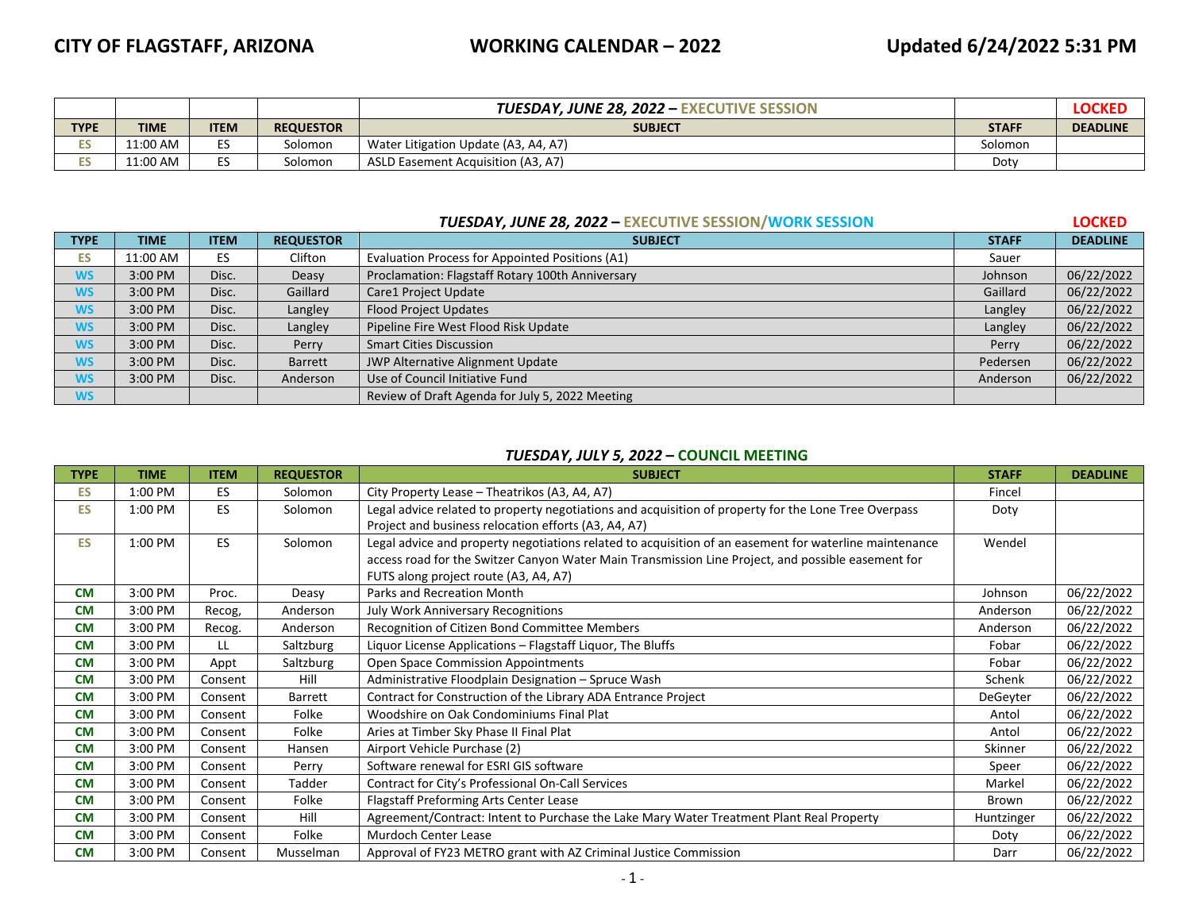# CITY OF FLAGSTAFF, ARIZONA — WORKING CALENDAR – 2022 — Updated 6/24/2022 5:31 PM

### *TUESDAY, JUNE 28, 2022* – EXECUTIVE SESSION — LOCKED

| TYPE | TIME | ITEM | REQUESTOR | SUBJECT | STAFF | DEADLINE |
|---|---|---|---|---|---|---|
| ES | 11:00 AM | ES | Solomon | Water Litigation Update (A3, A4, A7) | Solomon | |
| ES | 11:00 AM | ES | Solomon | ASLD Easement Acquisition (A3, A7) | Doty | |

### *TUESDAY, JUNE 28, 2022* – EXECUTIVE SESSION/WORK SESSION — LOCKED

| TYPE | TIME | ITEM | REQUESTOR | SUBJECT | STAFF | DEADLINE |
|---|---|---|---|---|---|---|
| ES | 11:00 AM | ES | Clifton | Evaluation Process for Appointed Positions (A1) | Sauer | |
| WS | 3:00 PM | Disc. | Deasy | Proclamation: Flagstaff Rotary 100th Anniversary | Johnson | 06/22/2022 |
| WS | 3:00 PM | Disc. | Gaillard | Care1 Project Update | Gaillard | 06/22/2022 |
| WS | 3:00 PM | Disc. | Langley | Flood Project Updates | Langley | 06/22/2022 |
| WS | 3:00 PM | Disc. | Langley | Pipeline Fire West Flood Risk Update | Langley | 06/22/2022 |
| WS | 3:00 PM | Disc. | Perry | Smart Cities Discussion | Perry | 06/22/2022 |
| WS | 3:00 PM | Disc. | Barrett | JWP Alternative Alignment Update | Pedersen | 06/22/2022 |
| WS | 3:00 PM | Disc. | Anderson | Use of Council Initiative Fund | Anderson | 06/22/2022 |
| WS | | | | Review of Draft Agenda for July 5, 2022 Meeting | | |

### *TUESDAY, JULY 5, 2022* – COUNCIL MEETING

| TYPE | TIME | ITEM | REQUESTOR | SUBJECT | STAFF | DEADLINE |
|---|---|---|---|---|---|---|
| ES | 1:00 PM | ES | Solomon | City Property Lease – Theatrikos (A3, A4, A7) | Fincel | |
| ES | 1:00 PM | ES | Solomon | Legal advice related to property negotiations and acquisition of property for the Lone Tree Overpass Project and business relocation efforts (A3, A4, A7) | Doty | |
| ES | 1:00 PM | ES | Solomon | Legal advice and property negotiations related to acquisition of an easement for waterline maintenance access road for the Switzer Canyon Water Main Transmission Line Project, and possible easement for FUTS along project route (A3, A4, A7) | Wendel | |
| CM | 3:00 PM | Proc. | Deasy | Parks and Recreation Month | Johnson | 06/22/2022 |
| CM | 3:00 PM | Recog, | Anderson | July Work Anniversary Recognitions | Anderson | 06/22/2022 |
| CM | 3:00 PM | Recog. | Anderson | Recognition of Citizen Bond Committee Members | Anderson | 06/22/2022 |
| CM | 3:00 PM | LL | Saltzburg | Liquor License Applications – Flagstaff Liquor, The Bluffs | Fobar | 06/22/2022 |
| CM | 3:00 PM | Appt | Saltzburg | Open Space Commission Appointments | Fobar | 06/22/2022 |
| CM | 3:00 PM | Consent | Hill | Administrative Floodplain Designation – Spruce Wash | Schenk | 06/22/2022 |
| CM | 3:00 PM | Consent | Barrett | Contract for Construction of the Library ADA Entrance Project | DeGeyter | 06/22/2022 |
| CM | 3:00 PM | Consent | Folke | Woodshire on Oak Condominiums Final Plat | Antol | 06/22/2022 |
| CM | 3:00 PM | Consent | Folke | Aries at Timber Sky Phase II Final Plat | Antol | 06/22/2022 |
| CM | 3:00 PM | Consent | Hansen | Airport Vehicle Purchase (2) | Skinner | 06/22/2022 |
| CM | 3:00 PM | Consent | Perry | Software renewal for ESRI GIS software | Speer | 06/22/2022 |
| CM | 3:00 PM | Consent | Tadder | Contract for City's Professional On-Call Services | Markel | 06/22/2022 |
| CM | 3:00 PM | Consent | Folke | Flagstaff Preforming Arts Center Lease | Brown | 06/22/2022 |
| CM | 3:00 PM | Consent | Hill | Agreement/Contract: Intent to Purchase the Lake Mary Water Treatment Plant Real Property | Huntzinger | 06/22/2022 |
| CM | 3:00 PM | Consent | Folke | Murdoch Center Lease | Doty | 06/22/2022 |
| CM | 3:00 PM | Consent | Musselman | Approval of FY23 METRO grant with AZ Criminal Justice Commission | Darr | 06/22/2022 |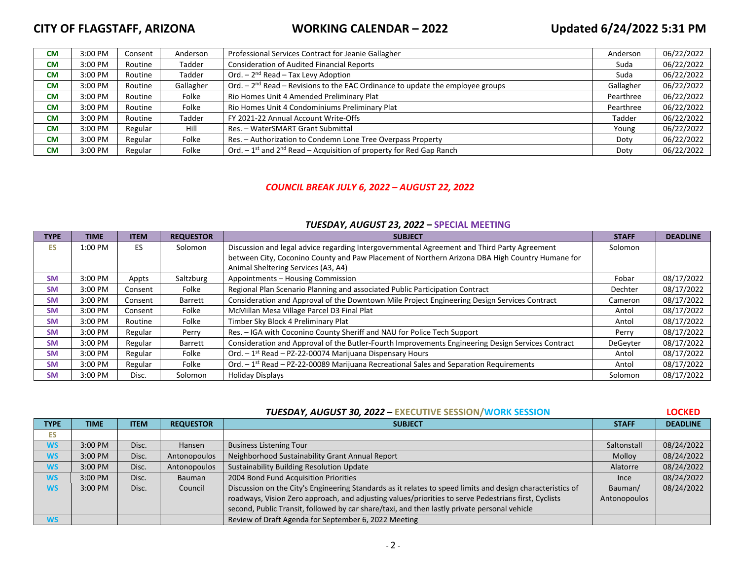| TYPE | TIME | ITEM | REQUESTOR | SUBJECT | STAFF | DEADLINE |
|---|---|---|---|---|---|---|
| CM | 3:00 PM | Consent | Anderson | Professional Services Contract for Jeanie Gallagher | Anderson | 06/22/2022 |
| CM | 3:00 PM | Routine | Tadder | Consideration of Audited Financial Reports | Suda | 06/22/2022 |
| CM | 3:00 PM | Routine | Tadder | Ord. – 2nd Read – Tax Levy Adoption | Suda | 06/22/2022 |
| CM | 3:00 PM | Routine | Gallagher | Ord. – 2nd Read – Revisions to the EAC Ordinance to update the employee groups | Gallagher | 06/22/2022 |
| CM | 3:00 PM | Routine | Folke | Rio Homes Unit 4 Amended Preliminary Plat | Pearthree | 06/22/2022 |
| CM | 3:00 PM | Routine | Folke | Rio Homes Unit 4 Condominiums Preliminary Plat | Pearthree | 06/22/2022 |
| CM | 3:00 PM | Routine | Tadder | FY 2021-22 Annual Account Write-Offs | Tadder | 06/22/2022 |
| CM | 3:00 PM | Regular | Hill | Res. – WaterSMART Grant Submittal | Young | 06/22/2022 |
| CM | 3:00 PM | Regular | Folke | Res. – Authorization to Condemn Lone Tree Overpass Property | Doty | 06/22/2022 |
| CM | 3:00 PM | Regular | Folke | Ord. – 1st and 2nd Read – Acquisition of property for Red Gap Ranch | Doty | 06/22/2022 |

***COUNCIL BREAK JULY 6, 2022 – AUGUST 22, 2022***

### *TUESDAY, AUGUST 23, 2022 –* SPECIAL MEETING

| TYPE | TIME | ITEM | REQUESTOR | SUBJECT | STAFF | DEADLINE |
|---|---|---|---|---|---|---|
| ES | 1:00 PM | ES | Solomon | Discussion and legal advice regarding Intergovernmental Agreement and Third Party Agreement between City, Coconino County and Paw Placement of Northern Arizona DBA High Country Humane for Animal Sheltering Services (A3, A4) | Solomon | |
| SM | 3:00 PM | Appts | Saltzburg | Appointments – Housing Commission | Fobar | 08/17/2022 |
| SM | 3:00 PM | Consent | Folke | Regional Plan Scenario Planning and associated Public Participation Contract | Dechter | 08/17/2022 |
| SM | 3:00 PM | Consent | Barrett | Consideration and Approval of the Downtown Mile Project Engineering Design Services Contract | Cameron | 08/17/2022 |
| SM | 3:00 PM | Consent | Folke | McMillan Mesa Village Parcel D3 Final Plat | Antol | 08/17/2022 |
| SM | 3:00 PM | Routine | Folke | Timber Sky Block 4 Preliminary Plat | Antol | 08/17/2022 |
| SM | 3:00 PM | Regular | Perry | Res. – IGA with Coconino County Sheriff and NAU for Police Tech Support | Perry | 08/17/2022 |
| SM | 3:00 PM | Regular | Barrett | Consideration and Approval of the Butler-Fourth Improvements Engineering Design Services Contract | DeGeyter | 08/17/2022 |
| SM | 3:00 PM | Regular | Folke | Ord. – 1st Read – PZ-22-00074 Marijuana Dispensary Hours | Antol | 08/17/2022 |
| SM | 3:00 PM | Regular | Folke | Ord. – 1st Read – PZ-22-00089 Marijuana Recreational Sales and Separation Requirements | Antol | 08/17/2022 |
| SM | 3:00 PM | Disc. | Solomon | Holiday Displays | Solomon | 08/17/2022 |

### *TUESDAY, AUGUST 30, 2022 –* EXECUTIVE SESSION/WORK SESSION

**LOCKED**

| TYPE | TIME | ITEM | REQUESTOR | SUBJECT | STAFF | DEADLINE |
|---|---|---|---|---|---|---|
| ES | | | | | | |
| WS | 3:00 PM | Disc. | Hansen | Business Listening Tour | Saltonstall | 08/24/2022 |
| WS | 3:00 PM | Disc. | Antonopoulos | Neighborhood Sustainability Grant Annual Report | Molloy | 08/24/2022 |
| WS | 3:00 PM | Disc. | Antonopoulos | Sustainability Building Resolution Update | Alatorre | 08/24/2022 |
| WS | 3:00 PM | Disc. | Bauman | 2004 Bond Fund Acquisition Priorities | Ince | 08/24/2022 |
| WS | 3:00 PM | Disc. | Council | Discussion on the City's Engineering Standards as it relates to speed limits and design characteristics of roadways, Vision Zero approach, and adjusting values/priorities to serve Pedestrians first, Cyclists second, Public Transit, followed by car share/taxi, and then lastly private personal vehicle | Bauman/ Antonopoulos | 08/24/2022 |
| WS | | | | Review of Draft Agenda for September 6, 2022 Meeting | | |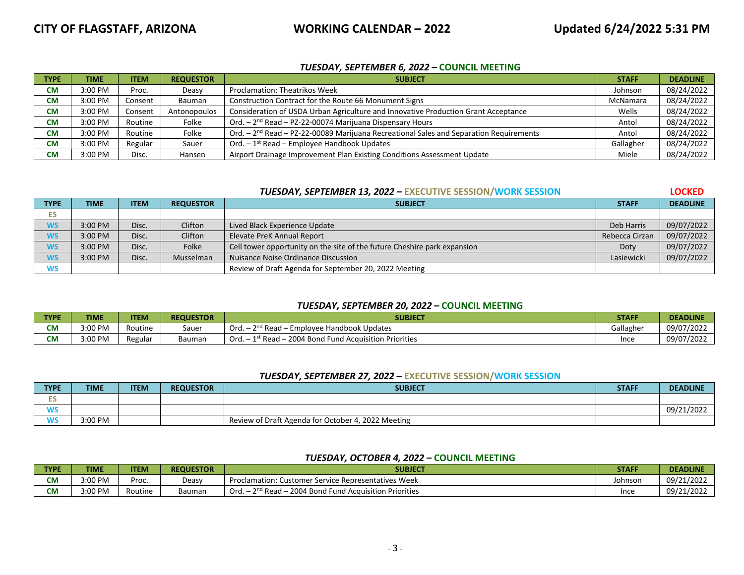### *TUESDAY, SEPTEMBER 6, 2022 –* COUNCIL MEETING

| TYPE | TIME | ITEM | REQUESTOR | SUBJECT | STAFF | DEADLINE |
|---|---|---|---|---|---|---|
| CM | 3:00 PM | Proc. | Deasy | Proclamation: Theatrikos Week | Johnson | 08/24/2022 |
| CM | 3:00 PM | Consent | Bauman | Construction Contract for the Route 66 Monument Signs | McNamara | 08/24/2022 |
| CM | 3:00 PM | Consent | Antonopoulos | Consideration of USDA Urban Agriculture and Innovative Production Grant Acceptance | Wells | 08/24/2022 |
| CM | 3:00 PM | Routine | Folke | Ord. – 2nd Read – PZ-22-00074 Marijuana Dispensary Hours | Antol | 08/24/2022 |
| CM | 3:00 PM | Routine | Folke | Ord. – 2nd Read – PZ-22-00089 Marijuana Recreational Sales and Separation Requirements | Antol | 08/24/2022 |
| CM | 3:00 PM | Regular | Sauer | Ord. – 1st Read – Employee Handbook Updates | Gallagher | 08/24/2022 |
| CM | 3:00 PM | Disc. | Hansen | Airport Drainage Improvement Plan Existing Conditions Assessment Update | Miele | 08/24/2022 |

### *TUESDAY, SEPTEMBER 13, 2022 –* EXECUTIVE SESSION/WORK SESSION — LOCKED

| TYPE | TIME | ITEM | REQUESTOR | SUBJECT | STAFF | DEADLINE |
|---|---|---|---|---|---|---|
| ES | | | | | | |
| WS | 3:00 PM | Disc. | Clifton | Lived Black Experience Update | Deb Harris | 09/07/2022 |
| WS | 3:00 PM | Disc. | Clifton | Elevate PreK Annual Report | Rebecca Cirzan | 09/07/2022 |
| WS | 3:00 PM | Disc. | Folke | Cell tower opportunity on the site of the future Cheshire park expansion | Doty | 09/07/2022 |
| WS | 3:00 PM | Disc. | Musselman | Nuisance Noise Ordinance Discussion | Lasiewicki | 09/07/2022 |
| WS | | | | Review of Draft Agenda for September 20, 2022 Meeting | | |

### *TUESDAY, SEPTEMBER 20, 2022 –* COUNCIL MEETING

| TYPE | TIME | ITEM | REQUESTOR | SUBJECT | STAFF | DEADLINE |
|---|---|---|---|---|---|---|
| CM | 3:00 PM | Routine | Sauer | Ord. – 2nd Read – Employee Handbook Updates | Gallagher | 09/07/2022 |
| CM | 3:00 PM | Regular | Bauman | Ord. – 1st Read – 2004 Bond Fund Acquisition Priorities | Ince | 09/07/2022 |

### *TUESDAY, SEPTEMBER 27, 2022 –* EXECUTIVE SESSION/WORK SESSION

| TYPE | TIME | ITEM | REQUESTOR | SUBJECT | STAFF | DEADLINE |
|---|---|---|---|---|---|---|
| ES | | | | | | |
| WS | | | | | | 09/21/2022 |
| WS | 3:00 PM | | | Review of Draft Agenda for October 4, 2022 Meeting | | |

### *TUESDAY, OCTOBER 4, 2022 –* COUNCIL MEETING

| TYPE | TIME | ITEM | REQUESTOR | SUBJECT | STAFF | DEADLINE |
|---|---|---|---|---|---|---|
| CM | 3:00 PM | Proc. | Deasy | Proclamation: Customer Service Representatives Week | Johnson | 09/21/2022 |
| CM | 3:00 PM | Routine | Bauman | Ord. – 2nd Read – 2004 Bond Fund Acquisition Priorities | Ince | 09/21/2022 |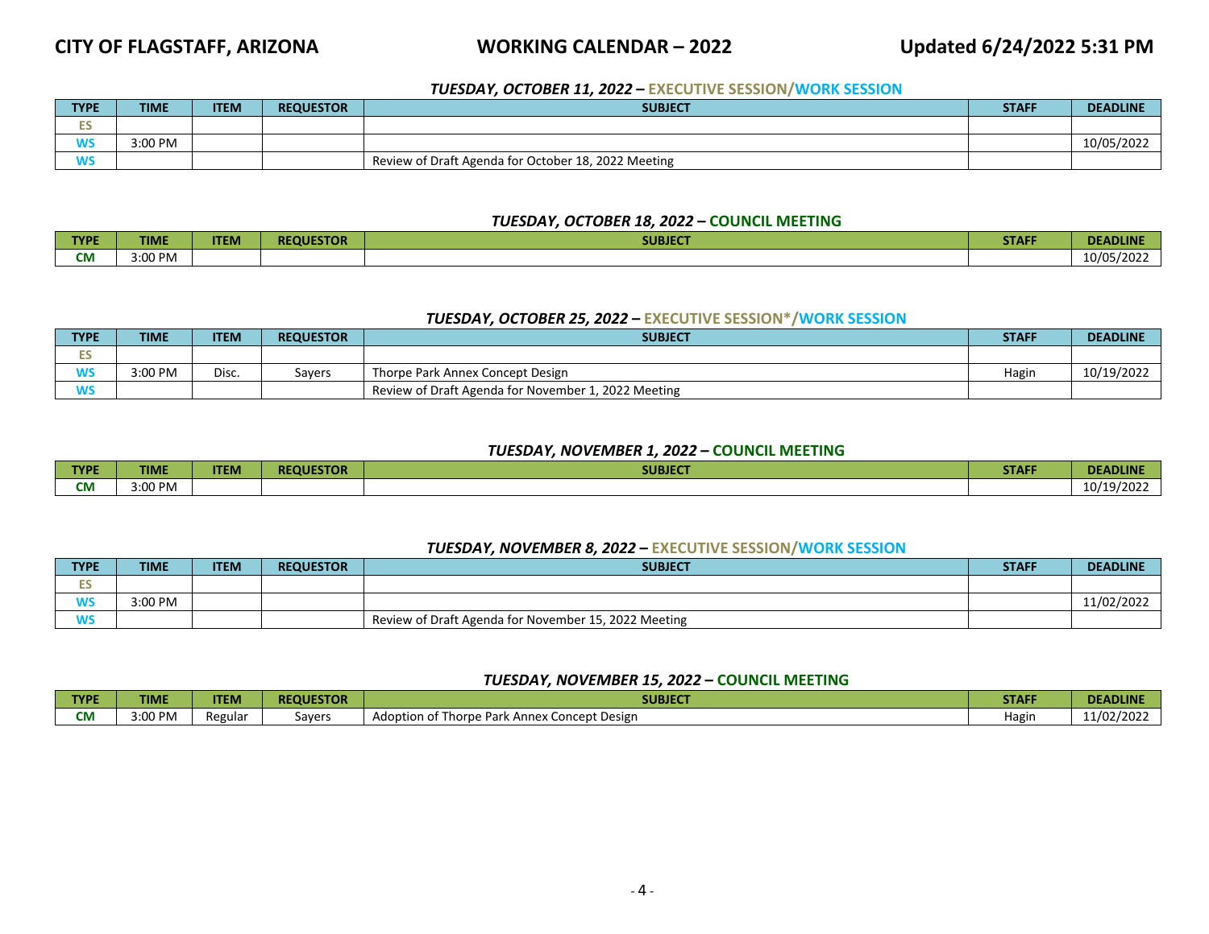### *TUESDAY, OCTOBER 11, 2022 –* EXECUTIVE SESSION/WORK SESSION

| TYPE | TIME | ITEM | REQUESTOR | SUBJECT | STAFF | DEADLINE |
|---|---|---|---|---|---|---|
| ES | | | | | | |
| WS | 3:00 PM | | | | | 10/05/2022 |
| WS | | | | Review of Draft Agenda for October 18, 2022 Meeting | | |

### *TUESDAY, OCTOBER 18, 2022 –* COUNCIL MEETING

| TYPE | TIME | ITEM | REQUESTOR | SUBJECT | STAFF | DEADLINE |
|---|---|---|---|---|---|---|
| CM | 3:00 PM | | | | | 10/05/2022 |

### *TUESDAY, OCTOBER 25, 2022 –* EXECUTIVE SESSION*/WORK SESSION

| TYPE | TIME | ITEM | REQUESTOR | SUBJECT | STAFF | DEADLINE |
|---|---|---|---|---|---|---|
| ES | | | | | | |
| WS | 3:00 PM | Disc. | Sayers | Thorpe Park Annex Concept Design | Hagin | 10/19/2022 |
| WS | | | | Review of Draft Agenda for November 1, 2022 Meeting | | |

### *TUESDAY, NOVEMBER 1, 2022 –* COUNCIL MEETING

| TYPE | TIME | ITEM | REQUESTOR | SUBJECT | STAFF | DEADLINE |
|---|---|---|---|---|---|---|
| CM | 3:00 PM | | | | | 10/19/2022 |

### *TUESDAY, NOVEMBER 8, 2022 –* EXECUTIVE SESSION/WORK SESSION

| TYPE | TIME | ITEM | REQUESTOR | SUBJECT | STAFF | DEADLINE |
|---|---|---|---|---|---|---|
| ES | | | | | | |
| WS | 3:00 PM | | | | | 11/02/2022 |
| WS | | | | Review of Draft Agenda for November 15, 2022 Meeting | | |

### *TUESDAY, NOVEMBER 15, 2022 –* COUNCIL MEETING

| TYPE | TIME | ITEM | REQUESTOR | SUBJECT | STAFF | DEADLINE |
|---|---|---|---|---|---|---|
| CM | 3:00 PM | Regular | Sayers | Adoption of Thorpe Park Annex Concept Design | Hagin | 11/02/2022 |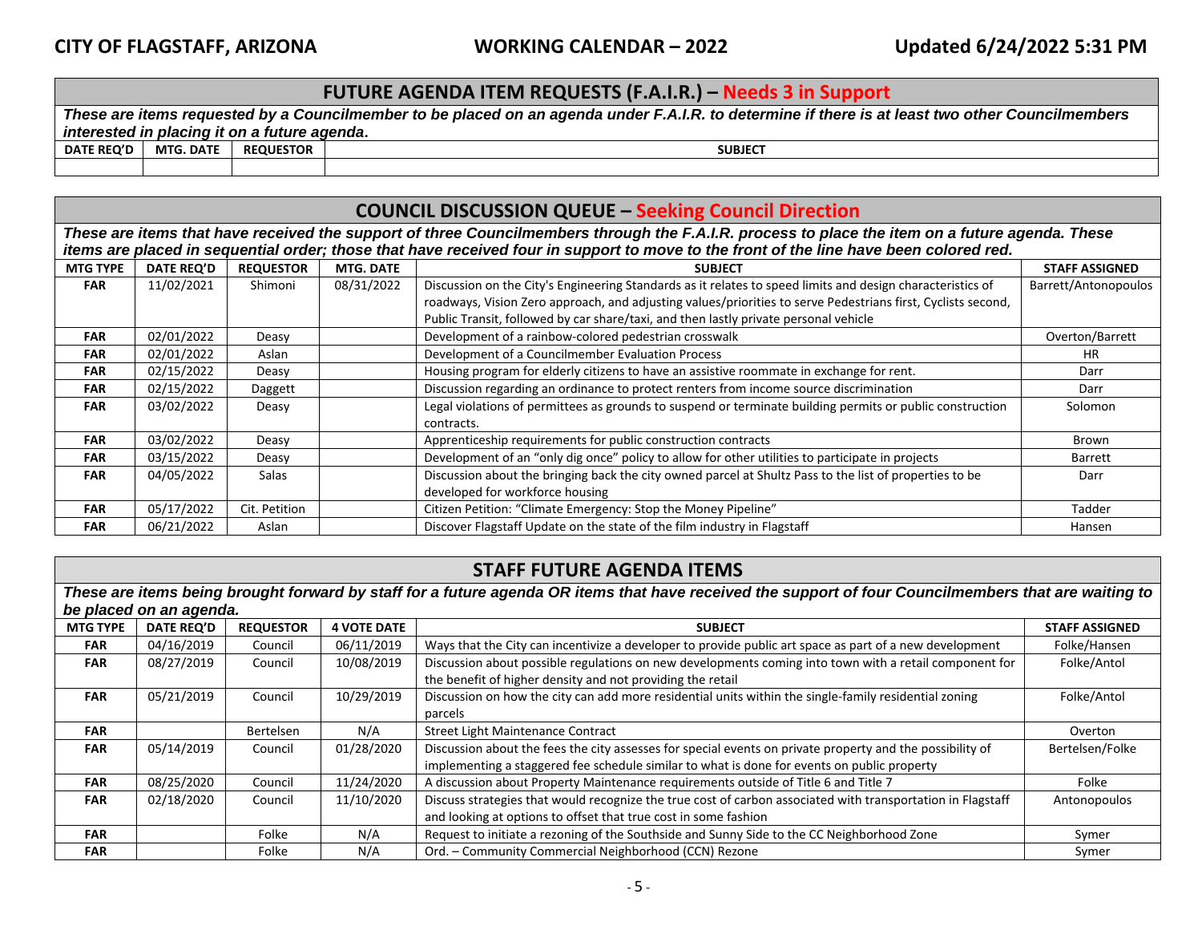## FUTURE AGENDA ITEM REQUESTS (F.A.I.R.) – Needs 3 in Support

***These are items requested by a Councilmember to be placed on an agenda under F.A.I.R. to determine if there is at least two other Councilmembers interested in placing it on a future agenda.***

| DATE REQ'D | MTG. DATE | REQUESTOR | SUBJECT |
|---|---|---|---|
| | | | |

## COUNCIL DISCUSSION QUEUE – Seeking Council Direction

***These are items that have received the support of three Councilmembers through the F.A.I.R. process to place the item on a future agenda. These items are placed in sequential order; those that have received four in support to move to the front of the line have been colored red.***

| MTG TYPE | DATE REQ'D | REQUESTOR | MTG. DATE | SUBJECT | STAFF ASSIGNED |
|---|---|---|---|---|---|
| FAR | 11/02/2021 | Shimoni | 08/31/2022 | Discussion on the City's Engineering Standards as it relates to speed limits and design characteristics of roadways, Vision Zero approach, and adjusting values/priorities to serve Pedestrians first, Cyclists second, Public Transit, followed by car share/taxi, and then lastly private personal vehicle | Barrett/Antonopoulos |
| FAR | 02/01/2022 | Deasy | | Development of a rainbow-colored pedestrian crosswalk | Overton/Barrett |
| FAR | 02/01/2022 | Aslan | | Development of a Councilmember Evaluation Process | HR |
| FAR | 02/15/2022 | Deasy | | Housing program for elderly citizens to have an assistive roommate in exchange for rent. | Darr |
| FAR | 02/15/2022 | Daggett | | Discussion regarding an ordinance to protect renters from income source discrimination | Darr |
| FAR | 03/02/2022 | Deasy | | Legal violations of permittees as grounds to suspend or terminate building permits or public construction contracts. | Solomon |
| FAR | 03/02/2022 | Deasy | | Apprenticeship requirements for public construction contracts | Brown |
| FAR | 03/15/2022 | Deasy | | Development of an "only dig once" policy to allow for other utilities to participate in projects | Barrett |
| FAR | 04/05/2022 | Salas | | Discussion about the bringing back the city owned parcel at Shultz Pass to the list of properties to be developed for workforce housing | Darr |
| FAR | 05/17/2022 | Cit. Petition | | Citizen Petition: "Climate Emergency: Stop the Money Pipeline" | Tadder |
| FAR | 06/21/2022 | Aslan | | Discover Flagstaff Update on the state of the film industry in Flagstaff | Hansen |

## STAFF FUTURE AGENDA ITEMS

***These are items being brought forward by staff for a future agenda OR items that have received the support of four Councilmembers that are waiting to be placed on an agenda.***

| MTG TYPE | DATE REQ'D | REQUESTOR | 4 VOTE DATE | SUBJECT | STAFF ASSIGNED |
|---|---|---|---|---|---|
| FAR | 04/16/2019 | Council | 06/11/2019 | Ways that the City can incentivize a developer to provide public art space as part of a new development | Folke/Hansen |
| FAR | 08/27/2019 | Council | 10/08/2019 | Discussion about possible regulations on new developments coming into town with a retail component for the benefit of higher density and not providing the retail | Folke/Antol |
| FAR | 05/21/2019 | Council | 10/29/2019 | Discussion on how the city can add more residential units within the single-family residential zoning parcels | Folke/Antol |
| FAR | | Bertelsen | N/A | Street Light Maintenance Contract | Overton |
| FAR | 05/14/2019 | Council | 01/28/2020 | Discussion about the fees the city assesses for special events on private property and the possibility of implementing a staggered fee schedule similar to what is done for events on public property | Bertelsen/Folke |
| FAR | 08/25/2020 | Council | 11/24/2020 | A discussion about Property Maintenance requirements outside of Title 6 and Title 7 | Folke |
| FAR | 02/18/2020 | Council | 11/10/2020 | Discuss strategies that would recognize the true cost of carbon associated with transportation in Flagstaff and looking at options to offset that true cost in some fashion | Antonopoulos |
| FAR | | Folke | N/A | Request to initiate a rezoning of the Southside and Sunny Side to the CC Neighborhood Zone | Symer |
| FAR | | Folke | N/A | Ord. – Community Commercial Neighborhood (CCN) Rezone | Symer |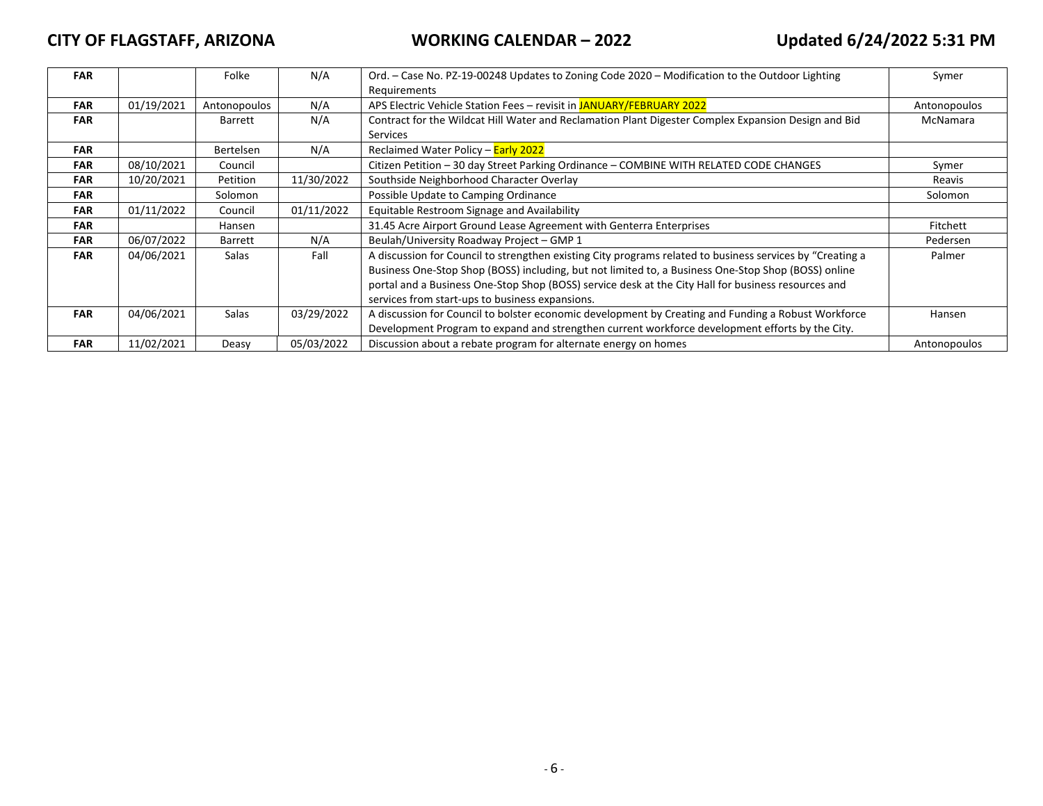| | | | | | |
|---|---|---|---|---|---|
| **FAR** | | Folke | N/A | Ord. – Case No. PZ-19-00248 Updates to Zoning Code 2020 – Modification to the Outdoor Lighting Requirements | Symer |
| **FAR** | 01/19/2021 | Antonopoulos | N/A | APS Electric Vehicle Station Fees – revisit in JANUARY/FEBRUARY 2022 | Antonopoulos |
| **FAR** | | Barrett | N/A | Contract for the Wildcat Hill Water and Reclamation Plant Digester Complex Expansion Design and Bid Services | McNamara |
| **FAR** | | Bertelsen | N/A | Reclaimed Water Policy – Early 2022 | |
| **FAR** | 08/10/2021 | Council | | Citizen Petition – 30 day Street Parking Ordinance – COMBINE WITH RELATED CODE CHANGES | Symer |
| **FAR** | 10/20/2021 | Petition | 11/30/2022 | Southside Neighborhood Character Overlay | Reavis |
| **FAR** | | Solomon | | Possible Update to Camping Ordinance | Solomon |
| **FAR** | 01/11/2022 | Council | 01/11/2022 | Equitable Restroom Signage and Availability | |
| **FAR** | | Hansen | | 31.45 Acre Airport Ground Lease Agreement with Genterra Enterprises | Fitchett |
| **FAR** | 06/07/2022 | Barrett | N/A | Beulah/University Roadway Project – GMP 1 | Pedersen |
| **FAR** | 04/06/2021 | Salas | Fall | A discussion for Council to strengthen existing City programs related to business services by "Creating a Business One-Stop Shop (BOSS) including, but not limited to, a Business One-Stop Shop (BOSS) online portal and a Business One-Stop Shop (BOSS) service desk at the City Hall for business resources and services from start-ups to business expansions. | Palmer |
| **FAR** | 04/06/2021 | Salas | 03/29/2022 | A discussion for Council to bolster economic development by Creating and Funding a Robust Workforce Development Program to expand and strengthen current workforce development efforts by the City. | Hansen |
| **FAR** | 11/02/2021 | Deasy | 05/03/2022 | Discussion about a rebate program for alternate energy on homes | Antonopoulos |